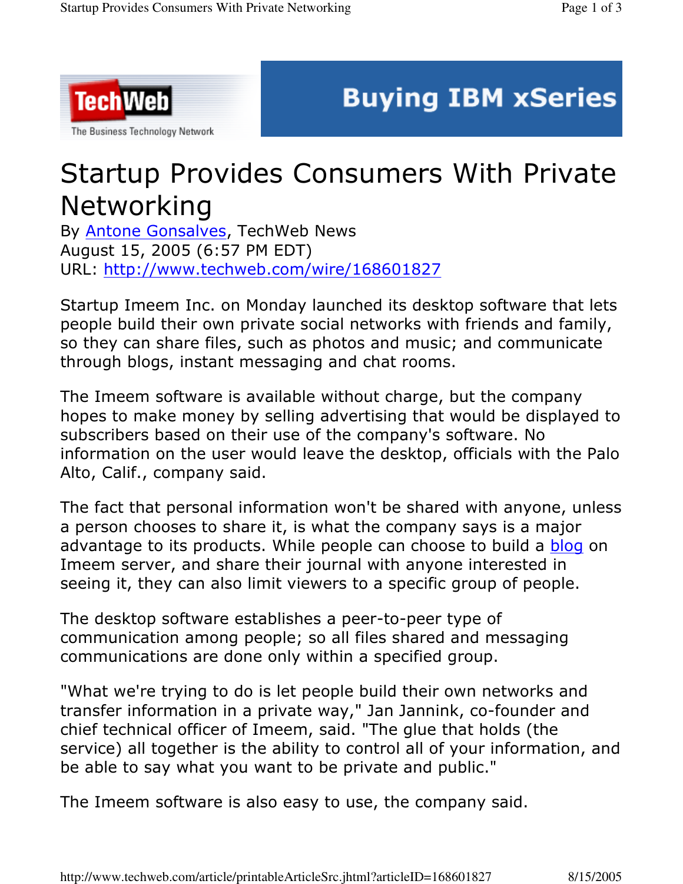# Startup Provides Consumers With Private Networking

By Antone Gonsalves, TechWeb News
August 15, 2005 (6:57 PM EDT)
URL: http://www.techweb.com/wire/168601827

Startup Imeem Inc. on Monday launched its desktop software that lets people build their own private social networks with friends and family, so they can share files, such as photos and music; and communicate through blogs, instant messaging and chat rooms.

The Imeem software is available without charge, but the company hopes to make money by selling advertising that would be displayed to subscribers based on their use of the company's software. No information on the user would leave the desktop, officials with the Palo Alto, Calif., company said.

The fact that personal information won't be shared with anyone, unless a person chooses to share it, is what the company says is a major advantage to its products. While people can choose to build a blog on Imeem server, and share their journal with anyone interested in seeing it, they can also limit viewers to a specific group of people.

The desktop software establishes a peer-to-peer type of communication among people; so all files shared and messaging communications are done only within a specified group.

"What we're trying to do is let people build their own networks and transfer information in a private way," Jan Jannink, co-founder and chief technical officer of Imeem, said. "The glue that holds (the service) all together is the ability to control all of your information, and be able to say what you want to be private and public."

The Imeem software is also easy to use, the company said.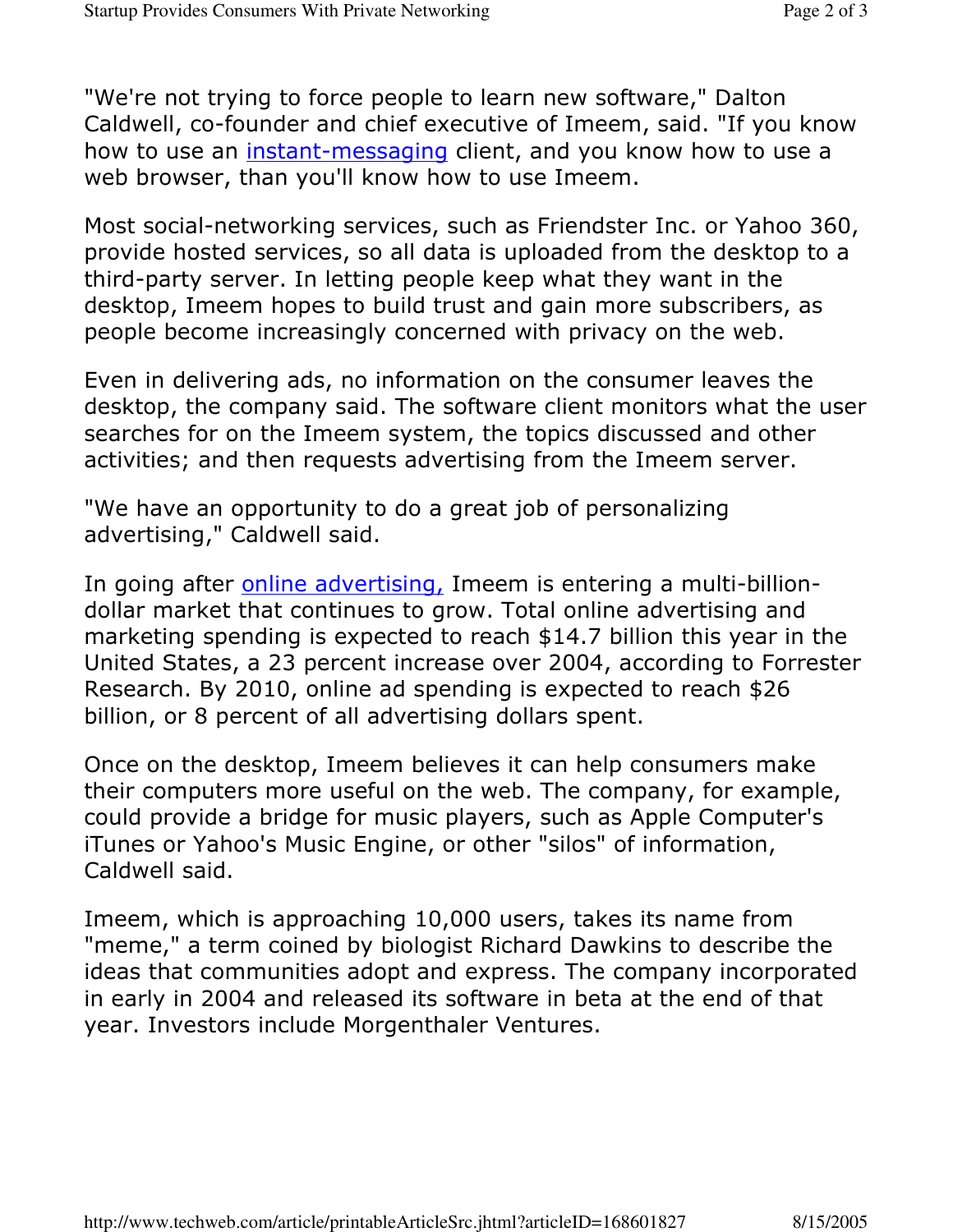"We're not trying to force people to learn new software," Dalton Caldwell, co-founder and chief executive of Imeem, said. "If you know how to use an instant-messaging client, and you know how to use a web browser, than you'll know how to use Imeem.

Most social-networking services, such as Friendster Inc. or Yahoo 360, provide hosted services, so all data is uploaded from the desktop to a third-party server. In letting people keep what they want in the desktop, Imeem hopes to build trust and gain more subscribers, as people become increasingly concerned with privacy on the web.

Even in delivering ads, no information on the consumer leaves the desktop, the company said. The software client monitors what the user searches for on the Imeem system, the topics discussed and other activities; and then requests advertising from the Imeem server.

"We have an opportunity to do a great job of personalizing advertising," Caldwell said.

In going after online advertising, Imeem is entering a multi-billion-dollar market that continues to grow. Total online advertising and marketing spending is expected to reach $14.7 billion this year in the United States, a 23 percent increase over 2004, according to Forrester Research. By 2010, online ad spending is expected to reach $26 billion, or 8 percent of all advertising dollars spent.

Once on the desktop, Imeem believes it can help consumers make their computers more useful on the web. The company, for example, could provide a bridge for music players, such as Apple Computer's iTunes or Yahoo's Music Engine, or other "silos" of information, Caldwell said.

Imeem, which is approaching 10,000 users, takes its name from "meme," a term coined by biologist Richard Dawkins to describe the ideas that communities adopt and express. The company incorporated in early in 2004 and released its software in beta at the end of that year. Investors include Morgenthaler Ventures.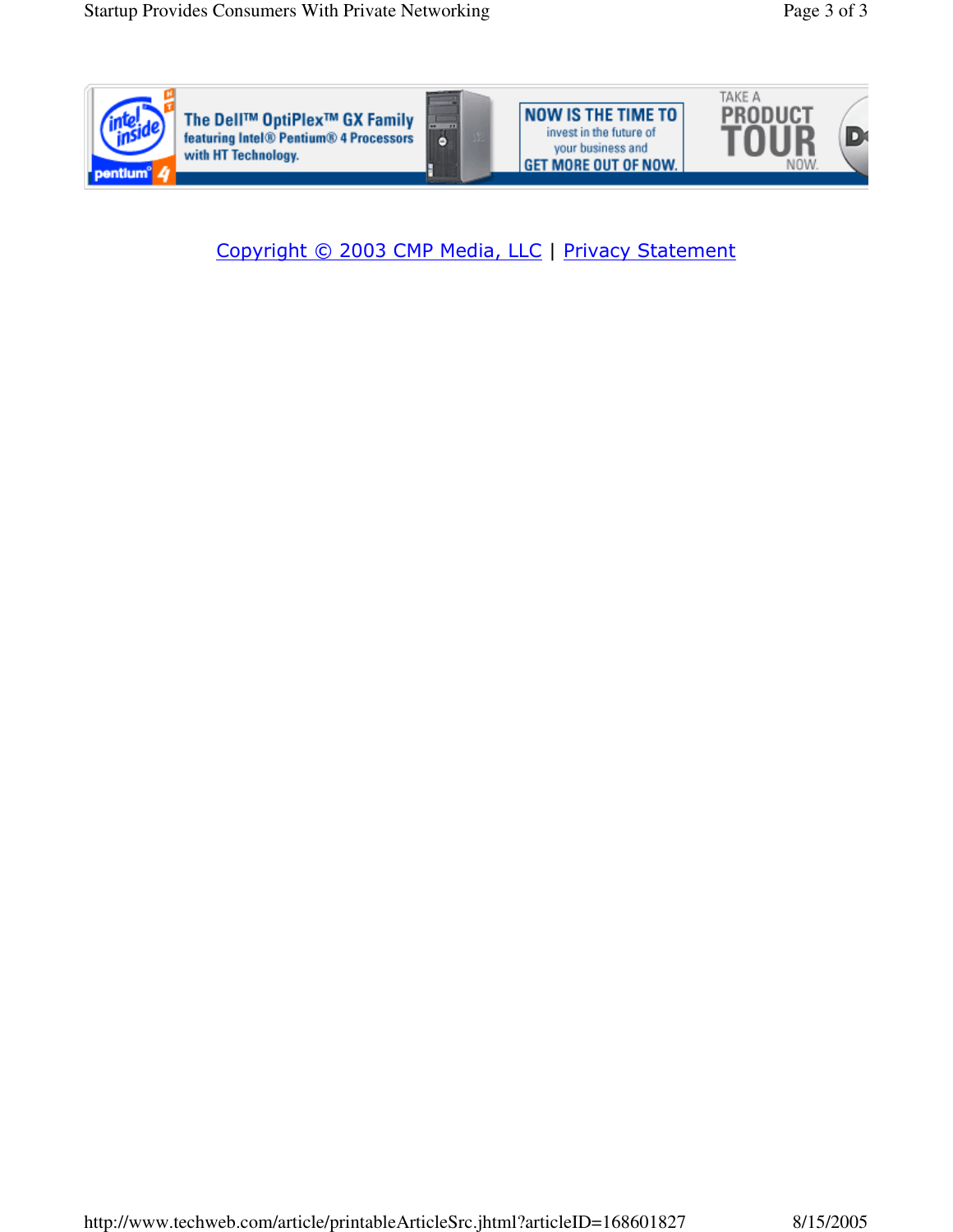The Dell™ OptiPlex™ GX Family featuring Intel® Pentium® 4 Processors with HT Technology.

NOW IS THE TIME TO invest in the future of your business and GET MORE OUT OF NOW.

TAKE A PRODUCT TOUR NOW.

Copyright © 2003 CMP Media, LLC | Privacy Statement